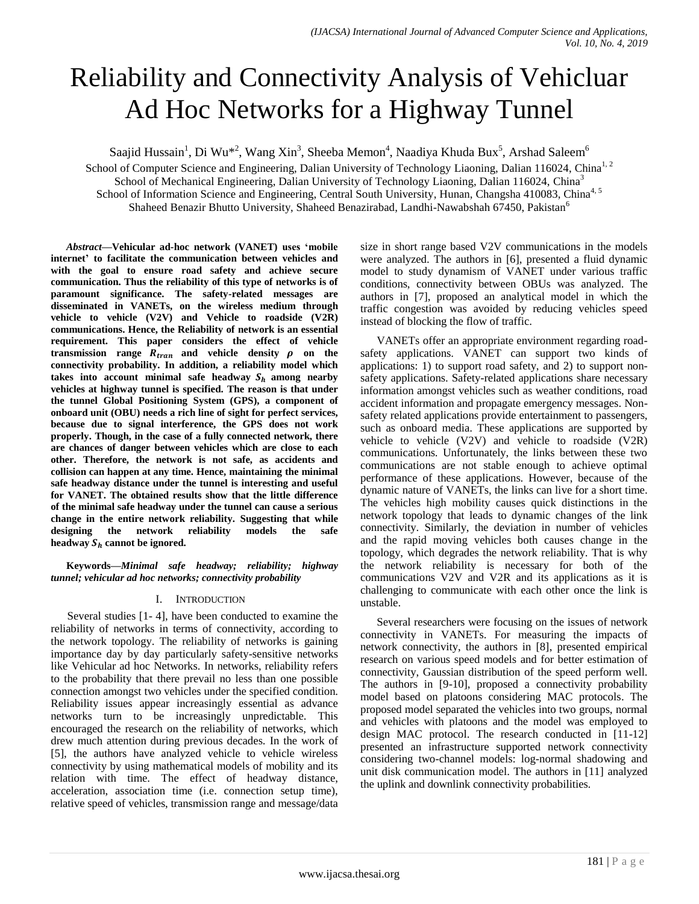// Reliability and Connectivity Analysis of Vehicluar Ad Hoc Networks for a Highway Tunnel

Saajid Hussain[1], Di Wu*[2], Wang Xin[3], Sheeba Memon[4], Naadiya Khuda Bux[5], Arshad Saleem[6]

School of Computer Science and Engineering, Dalian University of Technology Liaoning, Dalian 116024, China[1, 2]
School of Mechanical Engineering, Dalian University of Technology Liaoning, Dalian 116024, China[3]
School of Information Science and Engineering, Central South University, Hunan, Changsha 410083, China[4, 5]
Shaheed Benazir Bhutto University, Shaheed Benazirabad, Landhi-Nawabshah 67450, Pakistan[6]

***Abstract*—Vehicular ad-hoc network (VANET) uses 'mobile internet' to facilitate the communication between vehicles and with the goal to ensure road safety and achieve secure communication. Thus the reliability of this type of networks is of paramount significance. The safety-related messages are disseminated in VANETs, on the wireless medium through vehicle to vehicle (V2V) and Vehicle to roadside (V2R) communications. Hence, the Reliability of network is an essential requirement. This paper considers the effect of vehicle transmission range $R_{tran}$ and vehicle density $\rho$ on the connectivity probability. In addition, a reliability model which takes into account minimal safe headway $S_h$ among nearby vehicles at highway tunnel is specified. The reason is that under the tunnel Global Positioning System (GPS), a component of onboard unit (OBU) needs a rich line of sight for perfect services, because due to signal interference, the GPS does not work properly. Though, in the case of a fully connected network, there are chances of danger between vehicles which are close to each other. Therefore, the network is not safe, as accidents and collision can happen at any time. Hence, maintaining the minimal safe headway distance under the tunnel is interesting and useful for VANET. The obtained results show that the little difference of the minimal safe headway under the tunnel can cause a serious change in the entire network reliability. Suggesting that while designing the network reliability models the safe headway $S_h$ cannot be ignored.**

**Keywords—*Minimal safe headway; reliability; highway tunnel; vehicular ad hoc networks; connectivity probability***

## I. Introduction

Several studies [1- 4], have been conducted to examine the reliability of networks in terms of connectivity, according to the network topology. The reliability of networks is gaining importance day by day particularly safety-sensitive networks like Vehicular ad hoc Networks. In networks, reliability refers to the probability that there prevail no less than one possible connection amongst two vehicles under the specified condition. Reliability issues appear increasingly essential as advance networks turn to be increasingly unpredictable. This encouraged the research on the reliability of networks, which drew much attention during previous decades. In the work of [5], the authors have analyzed vehicle to vehicle wireless connectivity by using mathematical models of mobility and its relation with time. The effect of headway distance, acceleration, association time (i.e. connection setup time), relative speed of vehicles, transmission range and message/data size in short range based V2V communications in the models were analyzed. The authors in [6], presented a fluid dynamic model to study dynamism of VANET under various traffic conditions, connectivity between OBUs was analyzed. The authors in [7], proposed an analytical model in which the traffic congestion was avoided by reducing vehicles speed instead of blocking the flow of traffic.

VANETs offer an appropriate environment regarding road-safety applications. VANET can support two kinds of applications: 1) to support road safety, and 2) to support non-safety applications. Safety-related applications share necessary information amongst vehicles such as weather conditions, road accident information and propagate emergency messages. Non-safety related applications provide entertainment to passengers, such as onboard media. These applications are supported by vehicle to vehicle (V2V) and vehicle to roadside (V2R) communications. Unfortunately, the links between these two communications are not stable enough to achieve optimal performance of these applications. However, because of the dynamic nature of VANETs, the links can live for a short time. The vehicles high mobility causes quick distinctions in the network topology that leads to dynamic changes of the link connectivity. Similarly, the deviation in number of vehicles and the rapid moving vehicles both causes change in the topology, which degrades the network reliability. That is why the network reliability is necessary for both of the communications V2V and V2R and its applications as it is challenging to communicate with each other once the link is unstable.

Several researchers were focusing on the issues of network connectivity in VANETs. For measuring the impacts of network connectivity, the authors in [8], presented empirical research on various speed models and for better estimation of connectivity, Gaussian distribution of the speed perform well. The authors in [9-10], proposed a connectivity probability model based on platoons considering MAC protocols. The proposed model separated the vehicles into two groups, normal and vehicles with platoons and the model was employed to design MAC protocol. The research conducted in [11-12] presented an infrastructure supported network connectivity considering two-channel models: log-normal shadowing and unit disk communication model. The authors in [11] analyzed the uplink and downlink connectivity probabilities.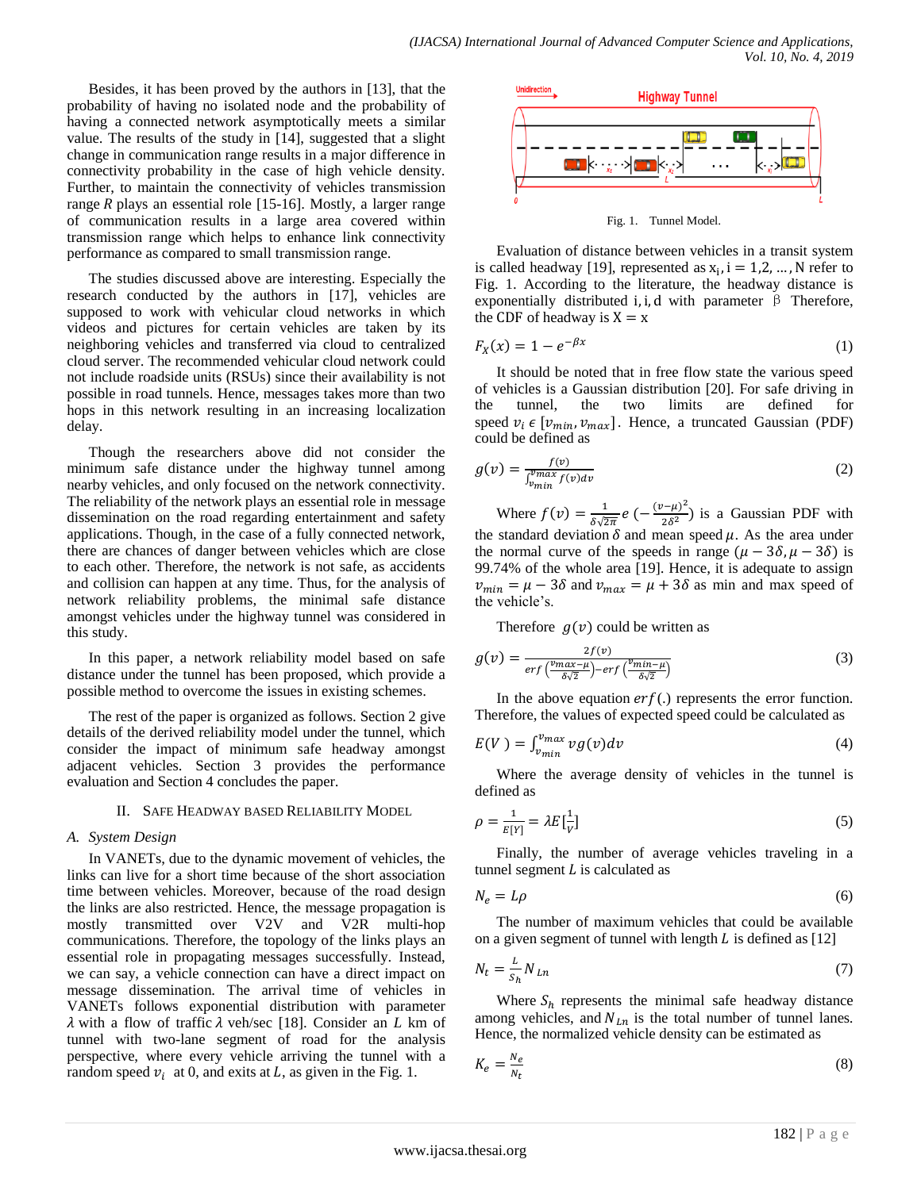Besides, it has been proved by the authors in [13], that the probability of having no isolated node and the probability of having a connected network asymptotically meets a similar value. The results of the study in [14], suggested that a slight change in communication range results in a major difference in connectivity probability in the case of high vehicle density. Further, to maintain the connectivity of vehicles transmission range $R$ plays an essential role [15-16]. Mostly, a larger range of communication results in a large area covered within transmission range which helps to enhance link connectivity performance as compared to small transmission range.

The studies discussed above are interesting. Especially the research conducted by the authors in [17], vehicles are supposed to work with vehicular cloud networks in which videos and pictures for certain vehicles are taken by its neighboring vehicles and transferred via cloud to centralized cloud server. The recommended vehicular cloud network could not include roadside units (RSUs) since their availability is not possible in road tunnels. Hence, messages takes more than two hops in this network resulting in an increasing localization delay.

Though the researchers above did not consider the minimum safe distance under the highway tunnel among nearby vehicles, and only focused on the network connectivity. The reliability of the network plays an essential role in message dissemination on the road regarding entertainment and safety applications. Though, in the case of a fully connected network, there are chances of danger between vehicles which are close to each other. Therefore, the network is not safe, as accidents and collision can happen at any time. Thus, for the analysis of network reliability problems, the minimal safe distance amongst vehicles under the highway tunnel was considered in this study.

In this paper, a network reliability model based on safe distance under the tunnel has been proposed, which provide a possible method to overcome the issues in existing schemes.

The rest of the paper is organized as follows. Section 2 give details of the derived reliability model under the tunnel, which consider the impact of minimum safe headway amongst adjacent vehicles. Section 3 provides the performance evaluation and Section 4 concludes the paper.

## II. Safe Headway Based Reliability Model

### A. System Design

In VANETs, due to the dynamic movement of vehicles, the links can live for a short time because of the short association time between vehicles. Moreover, because of the road design the links are also restricted. Hence, the message propagation is mostly transmitted over V2V and V2R multi-hop communications. Therefore, the topology of the links plays an essential role in propagating messages successfully. Instead, we can say, a vehicle connection can have a direct impact on message dissemination. The arrival time of vehicles in VANETs follows exponential distribution with parameter $\lambda$ with a flow of traffic $\lambda$ veh/sec [18]. Consider an $L$ km of tunnel with two-lane segment of road for the analysis perspective, where every vehicle arriving the tunnel with a random speed $v_i$ at 0, and exits at $L$, as given in the Fig. 1.

Fig. 1. Tunnel Model.

Evaluation of distance between vehicles in a transit system is called headway [19], represented as $x_i, i = 1,2,\ldots,N$ refer to Fig. 1. According to the literature, the headway distance is exponentially distributed i, i, d with parameter $\beta$ Therefore, the CDF of headway is $X = x$

$$F_X(x) = 1 - e^{-\beta x} \tag{1}$$

It should be noted that in free flow state the various speed of vehicles is a Gaussian distribution [20]. For safe driving in the tunnel, the two limits are defined for speed $v_i \in [v_{min}, v_{max}]$. Hence, a truncated Gaussian (PDF) could be defined as

$$g(v) = \frac{f(v)}{\int_{v_{min}}^{v_{max}} f(v)dv} \tag{2}$$

Where $f(v) = \frac{1}{\delta\sqrt{2\pi}} e\left(-\frac{(v-\mu)^2}{2\delta^2}\right)$ is a Gaussian PDF with the standard deviation $\delta$ and mean speed $\mu$. As the area under the normal curve of the speeds in range $(\mu - 3\delta, \mu - 3\delta)$ is 99.74% of the whole area [19]. Hence, it is adequate to assign $v_{min} = \mu - 3\delta$ and $v_{max} = \mu + 3\delta$ as min and max speed of the vehicle's.

Therefore $g(v)$ could be written as

$$g(v) = \frac{2f(v)}{erf\left(\frac{v_{max}-\mu}{\delta\sqrt{2}}\right) - erf\left(\frac{v_{min}-\mu}{\delta\sqrt{2}}\right)} \tag{3}$$

In the above equation $erf(.)$ represents the error function. Therefore, the values of expected speed could be calculated as

$$E(V) = \int_{v_{min}}^{v_{max}} v g(v) dv \tag{4}$$

Where the average density of vehicles in the tunnel is defined as

$$\rho = \frac{1}{E[Y]} = \lambda E\left[\frac{1}{V}\right] \tag{5}$$

Finally, the number of average vehicles traveling in a tunnel segment $L$ is calculated as

$$N_e = L\rho \tag{6}$$

The number of maximum vehicles that could be available on a given segment of tunnel with length $L$ is defined as [12]

$$N_t = \frac{L}{S_h} N_{Ln} \tag{7}$$

Where $S_h$ represents the minimal safe headway distance among vehicles, and $N_{Ln}$ is the total number of tunnel lanes. Hence, the normalized vehicle density can be estimated as

$$K_e = \frac{N_e}{N_t} \tag{8}$$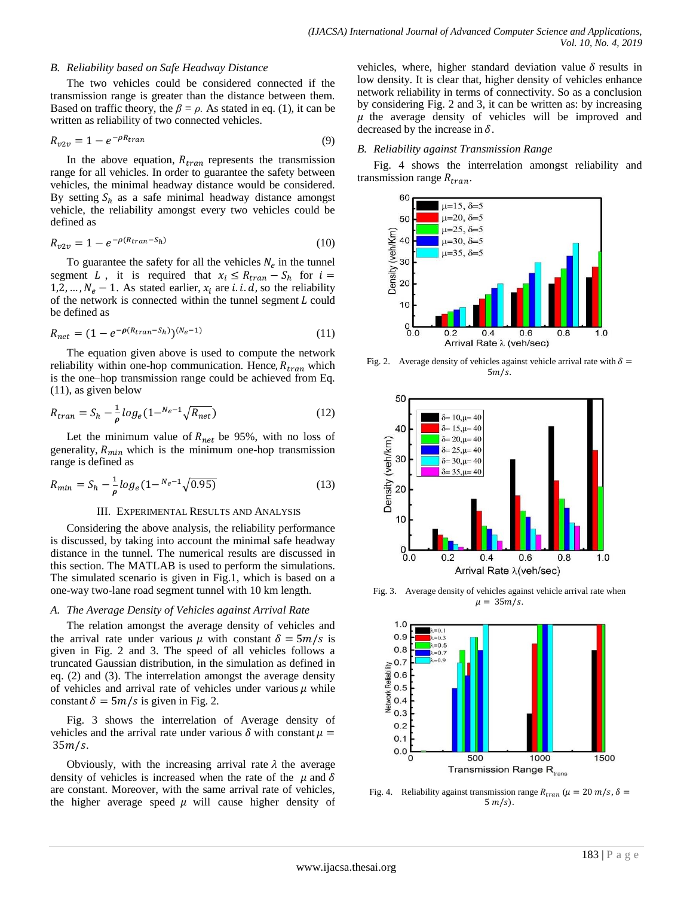### B. Reliability based on Safe Headway Distance

The two vehicles could be considered connected if the transmission range is greater than the distance between them. Based on traffic theory, the $\beta = \rho$. As stated in eq. (1), it can be written as reliability of two connected vehicles.

$$R_{v2v} = 1 - e^{-\rho R_{tran}} \tag{9}$$

In the above equation, $R_{tran}$ represents the transmission range for all vehicles. In order to guarantee the safety between vehicles, the minimal headway distance would be considered. By setting $S_h$ as a safe minimal headway distance amongst vehicle, the reliability amongst every two vehicles could be defined as

$$R_{v2v} = 1 - e^{-\rho(R_{tran} - S_h)} \tag{10}$$

To guarantee the safety for all the vehicles $N_e$ in the tunnel segment $L$, it is required that $x_i \leq R_{tran} - S_h$ for $i = 1, 2, \ldots, N_e - 1$. As stated earlier, $x_i$ are $i.i.d$, so the reliability of the network is connected within the tunnel segment $L$ could be defined as

$$R_{net} = (1 - e^{-\rho(R_{tran} - S_h)})^{(N_e - 1)} \tag{11}$$

The equation given above is used to compute the network reliability within one-hop communication. Hence, $R_{tran}$ which is the one–hop transmission range could be achieved from Eq. (11), as given below

$$R_{tran} = S_h - \frac{1}{\rho} log_e(1 - \sqrt[N_e - 1]{R_{net}}) \tag{12}$$

Let the minimum value of $R_{net}$ be 95%, with no loss of generality, $R_{min}$ which is the minimum one-hop transmission range is defined as

$$R_{min} = S_h - \frac{1}{\rho} log_e(1 - \sqrt[N_e - 1]{0.95}) \tag{13}$$

## III. Experimental Results and Analysis

Considering the above analysis, the reliability performance is discussed, by taking into account the minimal safe headway distance in the tunnel. The numerical results are discussed in this section. The MATLAB is used to perform the simulations. The simulated scenario is given in Fig.1, which is based on a one-way two-lane road segment tunnel with 10 km length.

### A. The Average Density of Vehicles against Arrival Rate

The relation amongst the average density of vehicles and the arrival rate under various $\mu$ with constant $\delta = 5m/s$ is given in Fig. 2 and 3. The speed of all vehicles follows a truncated Gaussian distribution, in the simulation as defined in eq. (2) and (3). The interrelation amongst the average density of vehicles and arrival rate of vehicles under various $\mu$ while constant $\delta = 5m/s$ is given in Fig. 2.

Fig. 3 shows the interrelation of Average density of vehicles and the arrival rate under various $\delta$ with constant $\mu = 35m/s$.

Obviously, with the increasing arrival rate $\lambda$ the average density of vehicles is increased when the rate of the $\mu$ and $\delta$ are constant. Moreover, with the same arrival rate of vehicles, the higher average speed $\mu$ will cause higher density of vehicles, where, higher standard deviation value $\delta$ results in low density. It is clear that, higher density of vehicles enhance network reliability in terms of connectivity. So as a conclusion by considering Fig. 2 and 3, it can be written as: by increasing $\mu$ the average density of vehicles will be improved and decreased by the increase in $\delta$.

### B. Reliability against Transmission Range

Fig. 4 shows the interrelation amongst reliability and transmission range $R_{tran}$.

Fig. 2. Average density of vehicles against vehicle arrival rate with $\delta = 5m/s$.

Fig. 3. Average density of vehicles against vehicle arrival rate when $\mu = 35m/s$.

Fig. 4. Reliability against transmission range $R_{tran}$ ($\mu = 20\ m/s$, $\delta = 5\ m/s$).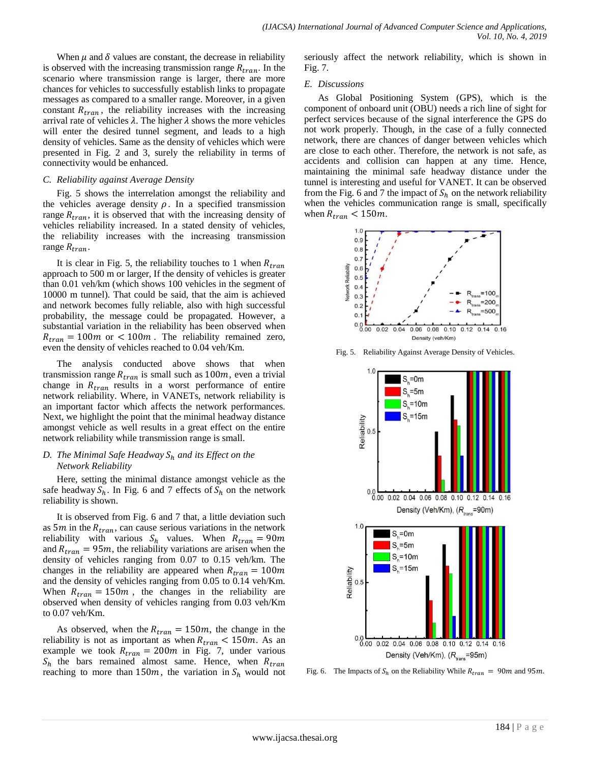When $\mu$ and $\delta$ values are constant, the decrease in reliability is observed with the increasing transmission range $R_{tran}$. In the scenario where transmission range is larger, there are more chances for vehicles to successfully establish links to propagate messages as compared to a smaller range. Moreover, in a given constant $R_{tran}$, the reliability increases with the increasing arrival rate of vehicles $\lambda$. The higher $\lambda$ shows the more vehicles will enter the desired tunnel segment, and leads to a high density of vehicles. Same as the density of vehicles which were presented in Fig. 2 and 3, surely the reliability in terms of connectivity would be enhanced.

### C. Reliability against Average Density

Fig. 5 shows the interrelation amongst the reliability and the vehicles average density $\rho$. In a specified transmission range $R_{tran}$, it is observed that with the increasing density of vehicles reliability increased. In a stated density of vehicles, the reliability increases with the increasing transmission range $R_{tran}$.

It is clear in Fig. 5, the reliability touches to 1 when $R_{tran}$ approach to 500 m or larger, If the density of vehicles is greater than 0.01 veh/km (which shows 100 vehicles in the segment of 10000 m tunnel). That could be said, that the aim is achieved and network becomes fully reliable, also with high successful probability, the message could be propagated. However, a substantial variation in the reliability has been observed when $R_{tran} = 100m$ or $< 100m$. The reliability remained zero, even the density of vehicles reached to 0.04 veh/Km.

The analysis conducted above shows that when transmission range $R_{tran}$ is small such as $100m$, even a trivial change in $R_{tran}$ results in a worst performance of entire network reliability. Where, in VANETs, network reliability is an important factor which affects the network performances. Next, we highlight the point that the minimal headway distance amongst vehicle as well results in a great effect on the entire network reliability while transmission range is small.

### D. The Minimal Safe Headway $S_h$ and its Effect on the Network Reliability

Here, setting the minimal distance amongst vehicle as the safe headway $S_h$. In Fig. 6 and 7 effects of $S_h$ on the network reliability is shown.

It is observed from Fig. 6 and 7 that, a little deviation such as $5m$ in the $R_{tran}$, can cause serious variations in the network reliability with various $S_h$ values. When $R_{tran} = 90m$ and $R_{tran} = 95m$, the reliability variations are arisen when the density of vehicles ranging from 0.07 to 0.15 veh/km. The changes in the reliability are appeared when $R_{tran} = 100m$ and the density of vehicles ranging from 0.05 to 0.14 veh/Km. When $R_{tran} = 150m$, the changes in the reliability are observed when density of vehicles ranging from 0.03 veh/Km to 0.07 veh/Km.

As observed, when the $R_{tran} = 150m$, the change in the reliability is not as important as when $R_{tran} < 150m$. As an example we took $R_{tran} = 200m$ in Fig. 7, under various $S_h$ the bars remained almost same. Hence, when $R_{tran}$ reaching to more than $150m$, the variation in $S_h$ would not seriously affect the network reliability, which is shown in Fig. 7.

### E. Discussions

As Global Positioning System (GPS), which is the component of onboard unit (OBU) needs a rich line of sight for perfect services because of the signal interference the GPS do not work properly. Though, in the case of a fully connected network, there are chances of danger between vehicles which are close to each other. Therefore, the network is not safe, as accidents and collision can happen at any time. Hence, maintaining the minimal safe headway distance under the tunnel is interesting and useful for VANET. It can be observed from the Fig. 6 and 7 the impact of $S_h$ on the network reliability when the vehicles communication range is small, specifically when $R_{tran} < 150m$.

Fig. 5. Reliability Against Average Density of Vehicles.

Fig. 6. The Impacts of $S_h$ on the Reliability While $R_{tran} = 90m$ and $95m$.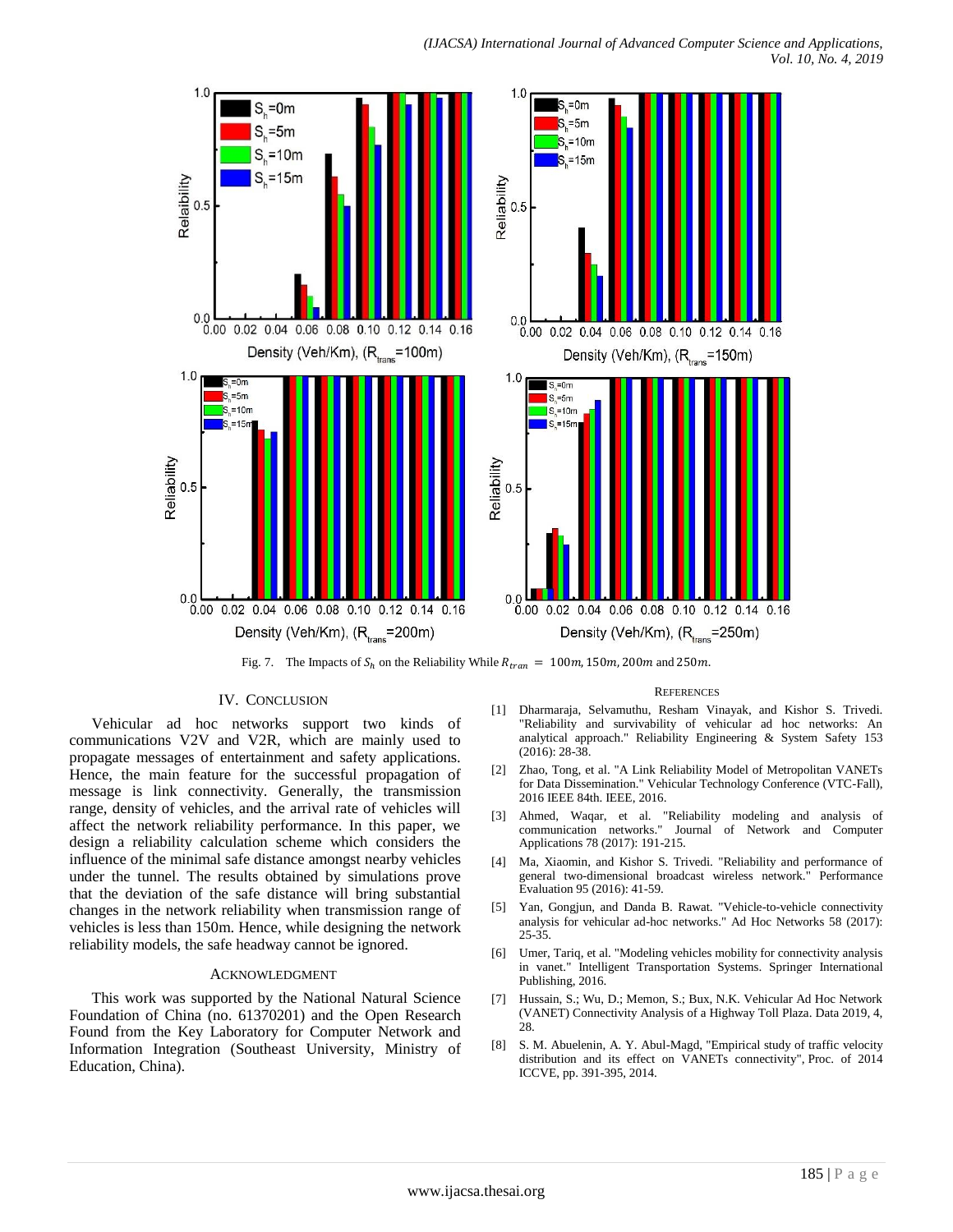Fig. 7. The Impacts of $S_h$ on the Reliability While $R_{tran} = 100m, 150m, 200m$ and $250m$.

## IV. Conclusion

Vehicular ad hoc networks support two kinds of communications V2V and V2R, which are mainly used to propagate messages of entertainment and safety applications. Hence, the main feature for the successful propagation of message is link connectivity. Generally, the transmission range, density of vehicles, and the arrival rate of vehicles will affect the network reliability performance. In this paper, we design a reliability calculation scheme which considers the influence of the minimal safe distance amongst nearby vehicles under the tunnel. The results obtained by simulations prove that the deviation of the safe distance will bring substantial changes in the network reliability when transmission range of vehicles is less than 150m. Hence, while designing the network reliability models, the safe headway cannot be ignored.

## Acknowledgment

This work was supported by the National Natural Science Foundation of China (no. 61370201) and the Open Research Found from the Key Laboratory for Computer Network and Information Integration (Southeast University, Ministry of Education, China).

## References

[1] Dharmaraja, Selvamuthu, Resham Vinayak, and Kishor S. Trivedi. "Reliability and survivability of vehicular ad hoc networks: An analytical approach." Reliability Engineering & System Safety 153 (2016): 28-38.

[2] Zhao, Tong, et al. "A Link Reliability Model of Metropolitan VANETs for Data Dissemination." Vehicular Technology Conference (VTC-Fall), 2016 IEEE 84th. IEEE, 2016.

[3] Ahmed, Waqar, et al. "Reliability modeling and analysis of communication networks." Journal of Network and Computer Applications 78 (2017): 191-215.

[4] Ma, Xiaomin, and Kishor S. Trivedi. "Reliability and performance of general two-dimensional broadcast wireless network." Performance Evaluation 95 (2016): 41-59.

[5] Yan, Gongjun, and Danda B. Rawat. "Vehicle-to-vehicle connectivity analysis for vehicular ad-hoc networks." Ad Hoc Networks 58 (2017): 25-35.

[6] Umer, Tariq, et al. "Modeling vehicles mobility for connectivity analysis in vanet." Intelligent Transportation Systems. Springer International Publishing, 2016.

[7] Hussain, S.; Wu, D.; Memon, S.; Bux, N.K. Vehicular Ad Hoc Network (VANET) Connectivity Analysis of a Highway Toll Plaza. Data 2019, 4, 28.

[8] S. M. Abuelenin, A. Y. Abul-Magd, "Empirical study of traffic velocity distribution and its effect on VANETs connectivity", Proc. of 2014 ICCVE, pp. 391-395, 2014.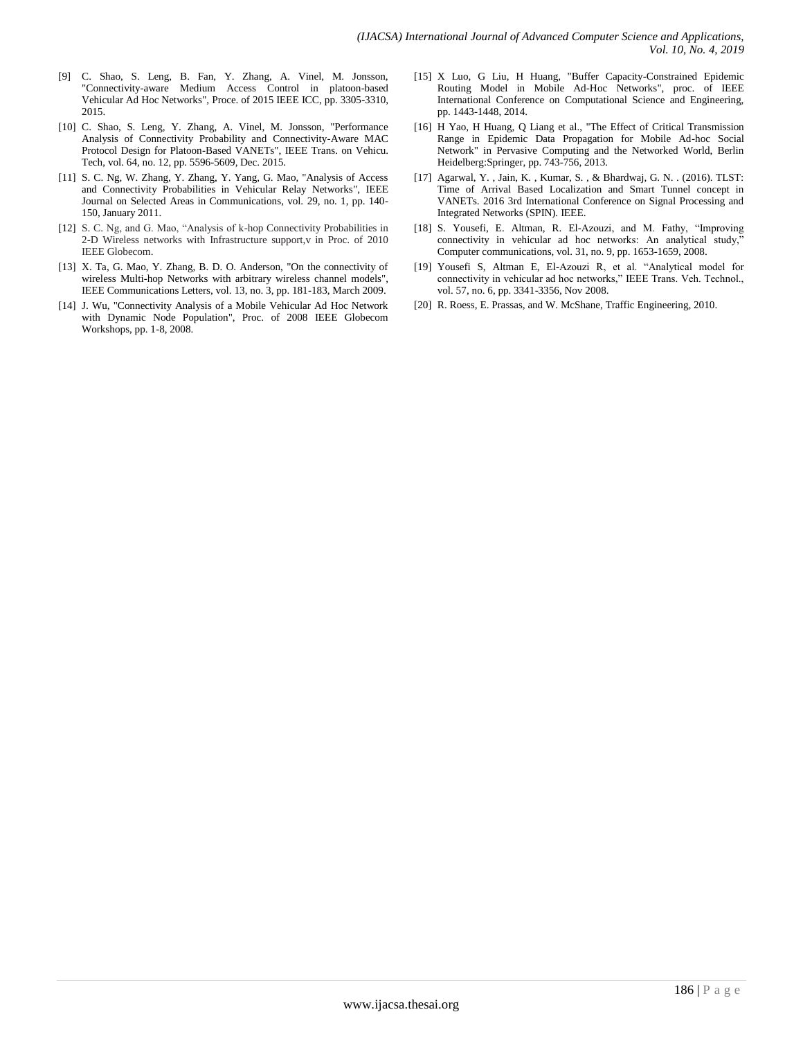[9] C. Shao, S. Leng, B. Fan, Y. Zhang, A. Vinel, M. Jonsson, "Connectivity-aware Medium Access Control in platoon-based Vehicular Ad Hoc Networks", Proce. of 2015 IEEE ICC, pp. 3305-3310, 2015.

[10] C. Shao, S. Leng, Y. Zhang, A. Vinel, M. Jonsson, "Performance Analysis of Connectivity Probability and Connectivity-Aware MAC Protocol Design for Platoon-Based VANETs", IEEE Trans. on Vehicu. Tech, vol. 64, no. 12, pp. 5596-5609, Dec. 2015.

[11] S. C. Ng, W. Zhang, Y. Zhang, Y. Yang, G. Mao, "Analysis of Access and Connectivity Probabilities in Vehicular Relay Networks", IEEE Journal on Selected Areas in Communications, vol. 29, no. 1, pp. 140-150, January 2011.

[12] S. C. Ng, and G. Mao, "Analysis of k-hop Connectivity Probabilities in 2-D Wireless networks with Infrastructure support,v in Proc. of 2010 IEEE Globecom.

[13] X. Ta, G. Mao, Y. Zhang, B. D. O. Anderson, "On the connectivity of wireless Multi-hop Networks with arbitrary wireless channel models", IEEE Communications Letters, vol. 13, no. 3, pp. 181-183, March 2009.

[14] J. Wu, "Connectivity Analysis of a Mobile Vehicular Ad Hoc Network with Dynamic Node Population", Proc. of 2008 IEEE Globecom Workshops, pp. 1-8, 2008.

[15] X Luo, G Liu, H Huang, "Buffer Capacity-Constrained Epidemic Routing Model in Mobile Ad-Hoc Networks", proc. of IEEE International Conference on Computational Science and Engineering, pp. 1443-1448, 2014.

[16] H Yao, H Huang, Q Liang et al., "The Effect of Critical Transmission Range in Epidemic Data Propagation for Mobile Ad-hoc Social Network" in Pervasive Computing and the Networked World, Berlin Heidelberg:Springer, pp. 743-756, 2013.

[17] Agarwal, Y. , Jain, K. , Kumar, S. , & Bhardwaj, G. N. . (2016). TLST: Time of Arrival Based Localization and Smart Tunnel concept in VANETs. 2016 3rd International Conference on Signal Processing and Integrated Networks (SPIN). IEEE.

[18] S. Yousefi, E. Altman, R. El-Azouzi, and M. Fathy, "Improving connectivity in vehicular ad hoc networks: An analytical study," Computer communications, vol. 31, no. 9, pp. 1653-1659, 2008.

[19] Yousefi S, Altman E, El-Azouzi R, et al. "Analytical model for connectivity in vehicular ad hoc networks," IEEE Trans. Veh. Technol., vol. 57, no. 6, pp. 3341-3356, Nov 2008.

[20] R. Roess, E. Prassas, and W. McShane, Traffic Engineering, 2010.